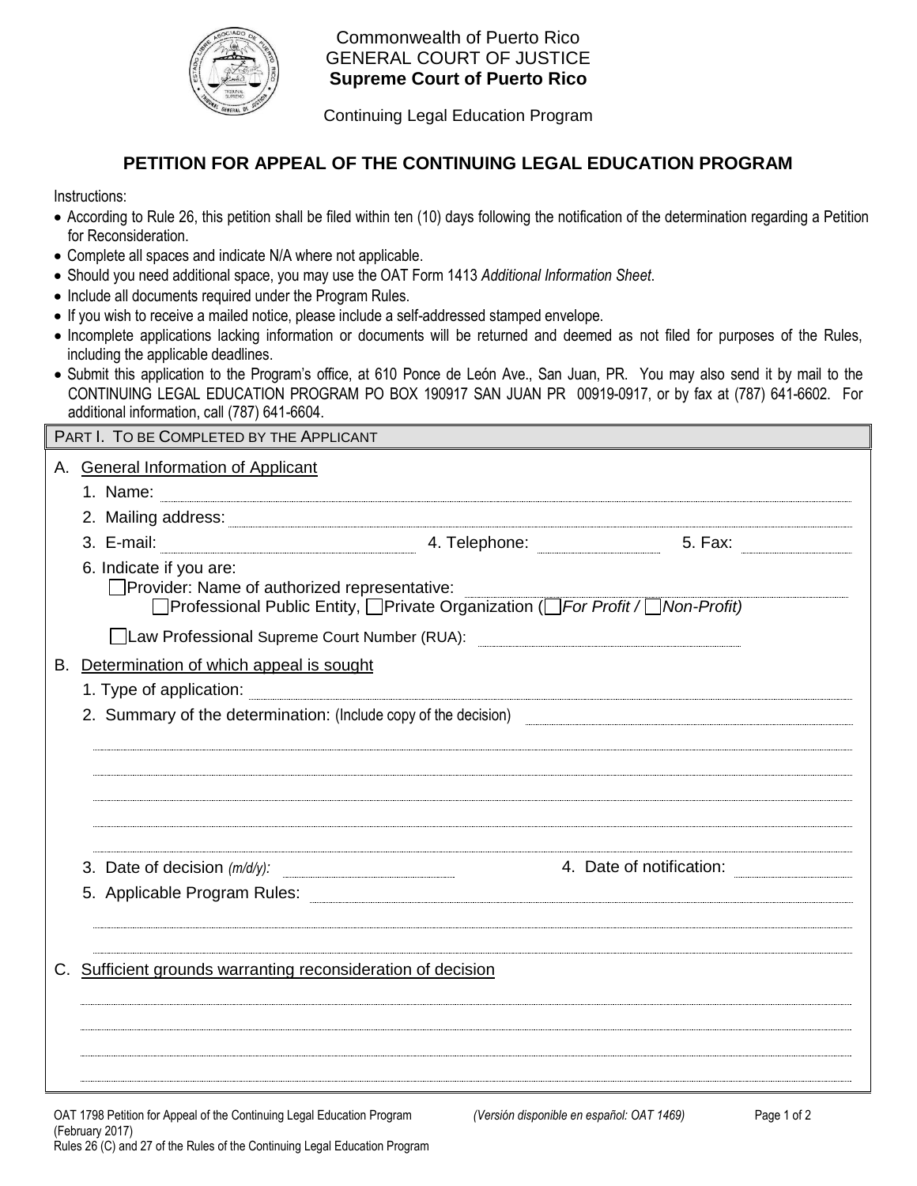Commonwealth of Puerto Rico
GENERAL COURT OF JUSTICE
**Supreme Court of Puerto Rico**

Continuing Legal Education Program

## PETITION FOR APPEAL OF THE CONTINUING LEGAL EDUCATION PROGRAM

Instructions:

- According to Rule 26, this petition shall be filed within ten (10) days following the notification of the determination regarding a Petition for Reconsideration.
- Complete all spaces and indicate N/A where not applicable.
- Should you need additional space, you may use the OAT Form 1413 *Additional Information Sheet*.
- Include all documents required under the Program Rules.
- If you wish to receive a mailed notice, please include a self-addressed stamped envelope.
- Incomplete applications lacking information or documents will be returned and deemed as not filed for purposes of the Rules, including the applicable deadlines.
- Submit this application to the Program's office, at 610 Ponce de León Ave., San Juan, PR. You may also send it by mail to the CONTINUING LEGAL EDUCATION PROGRAM PO BOX 190917 SAN JUAN PR 00919-0917, or by fax at (787) 641-6602. For additional information, call (787) 641-6604.

### PART I. TO BE COMPLETED BY THE APPLICANT

A. General Information of Applicant

1. Name: ______________________
2. Mailing address: ______________________
3. E-mail: ______________ 4. Telephone: ______________ 5. Fax: ______________
6. Indicate if you are:
   - ☐ Provider: Name of authorized representative: ______________________
     - ☐ Professional Public Entity, ☐ Private Organization (☐ *For Profit* / ☐ *Non-Profit)*
   - ☐ Law Professional Supreme Court Number (RUA): ______________________

B. Determination of which appeal is sought

1. Type of application: ______________________
2. Summary of the determination: (Include copy of the decision) ______________________

______________________

______________________

______________________

______________________

3. Date of decision *(m/d/y):* ______________ 4. Date of notification: ______________
5. Applicable Program Rules: ______________________

______________________

______________________

C. Sufficient grounds warranting reconsideration of decision

______________________

______________________

______________________

______________________

OAT 1798 Petition for Appeal of the Continuing Legal Education Program (February 2017) *(Versión disponible en español: OAT 1469)*
Rules 26 (C) and 27 of the Rules of the Continuing Legal Education Program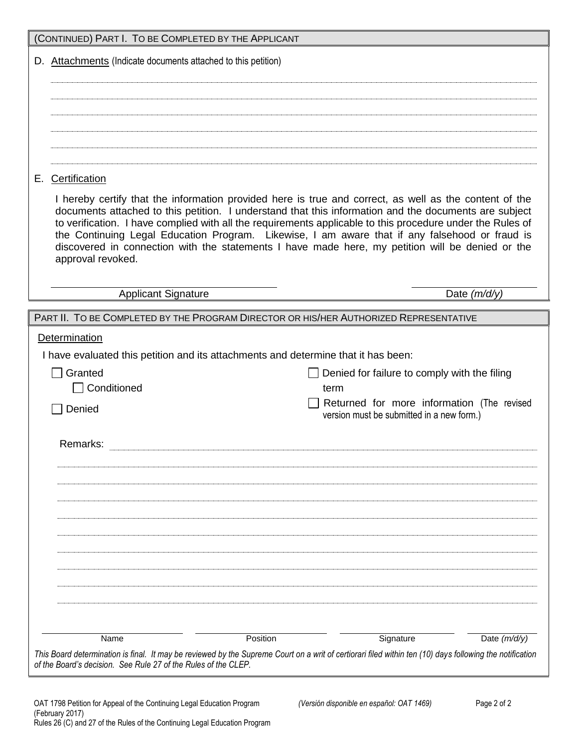## (CONTINUED) PART I. TO BE COMPLETED BY THE APPLICANT

D. Attachments (Indicate documents attached to this petition)

E. Certification

I hereby certify that the information provided here is true and correct, as well as the content of the documents attached to this petition. I understand that this information and the documents are subject to verification. I have complied with all the requirements applicable to this procedure under the Rules of the Continuing Legal Education Program. Likewise, I am aware that if any falsehood or fraud is discovered in connection with the statements I have made here, my petition will be denied or the approval revoked.

Applicant Signature

Date *(m/d/y)*

## PART II. TO BE COMPLETED BY THE PROGRAM DIRECTOR OR HIS/HER AUTHORIZED REPRESENTATIVE

Determination

I have evaluated this petition and its attachments and determine that it has been:

- ☐ Granted
  - ☐ Conditioned
- ☐ Denied
- ☐ Denied for failure to comply with the filing term
- ☐ Returned for more information (The revised version must be submitted in a new form.)

Remarks:

| Name | Position | Signature | Date *(m/d/y)* |
|---|---|---|---|

*This Board determination is final. It may be reviewed by the Supreme Court on a writ of certiorari filed within ten (10) days following the notification of the Board's decision. See Rule 27 of the Rules of the CLEP.*

OAT 1798 Petition for Appeal of the Continuing Legal Education Program (February 2017)
Rules 26 (C) and 27 of the Rules of the Continuing Legal Education Program

*(Versión disponible en español: OAT 1469)*